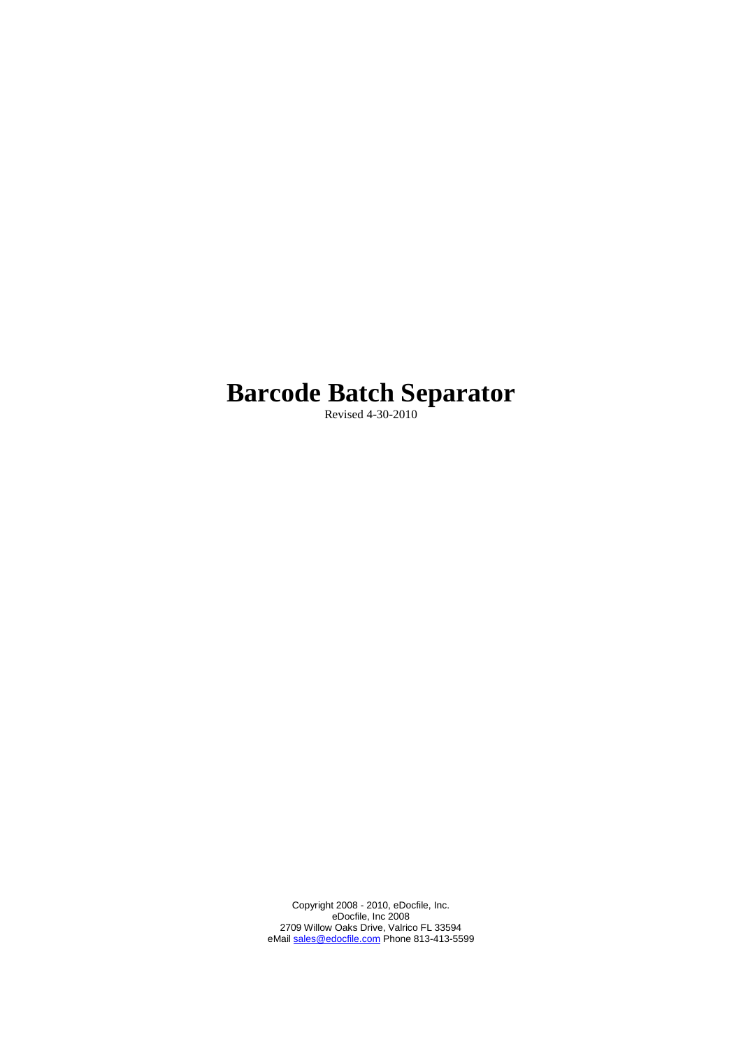# Barcode Batch Separator

Revised 4-30-2010

Copyright 2008 - 2010, eDocfile, Inc.
eDocfile, Inc 2008
2709 Willow Oaks Drive, Valrico FL 33594
eMail sales@edocfile.com Phone 813-413-5599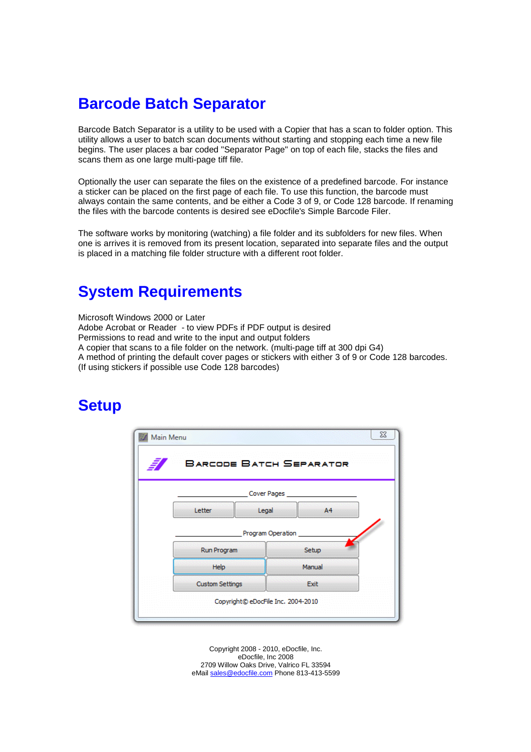# Barcode Batch Separator

Barcode Batch Separator is a utility to be used with a Copier that has a scan to folder option. This utility allows a user to batch scan documents without starting and stopping each time a new file begins. The user places a bar coded "Separator Page" on top of each file, stacks the files and scans them as one large multi-page tiff file.

Optionally the user can separate the files on the existence of a predefined barcode. For instance a sticker can be placed on the first page of each file. To use this function, the barcode must always contain the same contents, and be either a Code 3 of 9, or Code 128 barcode. If renaming the files with the barcode contents is desired see eDocfile's Simple Barcode Filer.

The software works by monitoring (watching) a file folder and its subfolders for new files. When one is arrives it is removed from its present location, separated into separate files and the output is placed in a matching file folder structure with a different root folder.

# System Requirements

Microsoft Windows 2000 or Later
Adobe Acrobat or Reader - to view PDFs if PDF output is desired
Permissions to read and write to the input and output folders
A copier that scans to a file folder on the network. (multi-page tiff at 300 dpi G4)
A method of printing the default cover pages or stickers with either 3 of 9 or Code 128 barcodes. (If using stickers if possible use Code 128 barcodes)

# Setup

Copyright 2008 - 2010, eDocfile, Inc.
eDocfile, Inc 2008
2709 Willow Oaks Drive, Valrico FL 33594
eMail sales@edocfile.com Phone 813-413-5599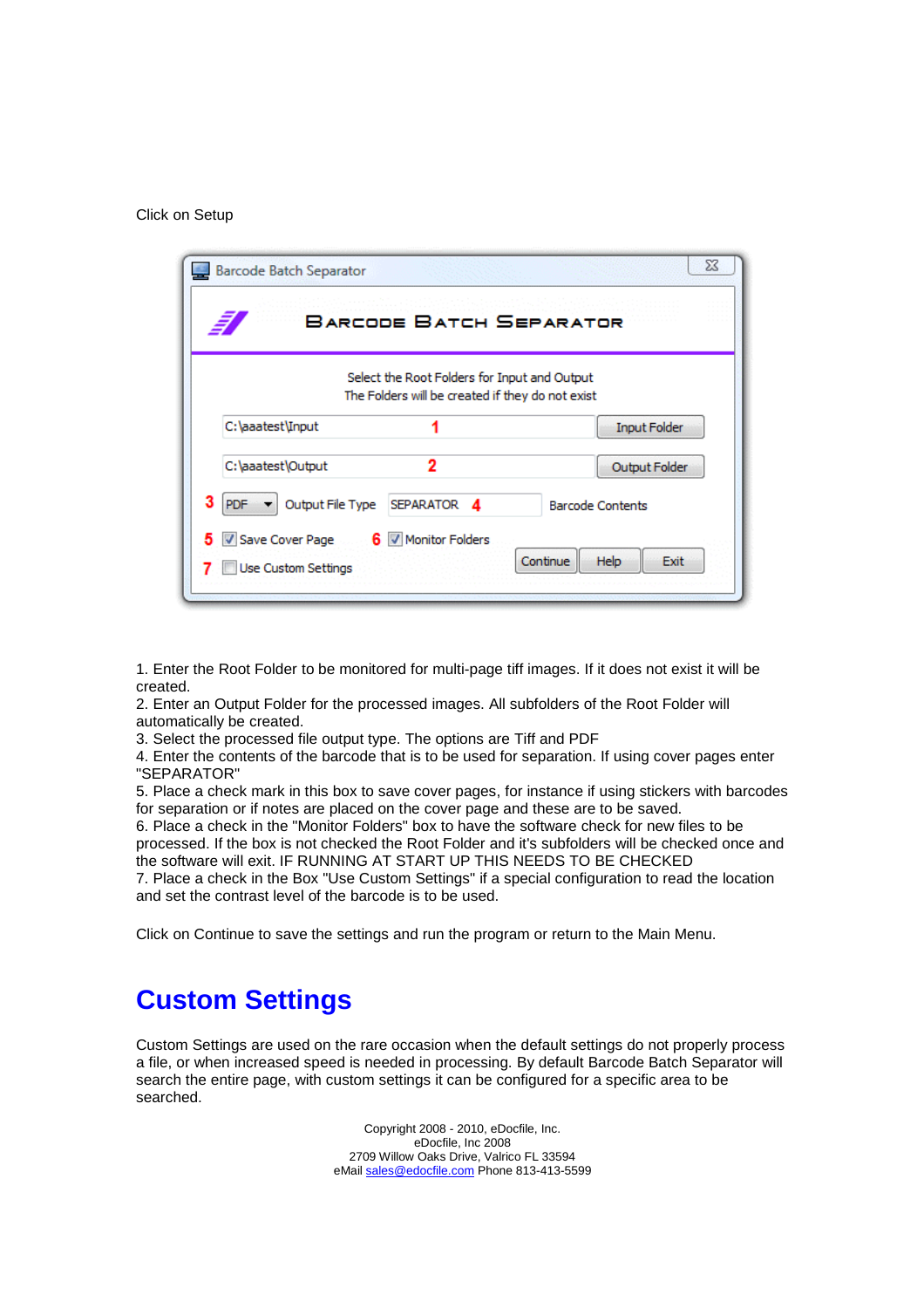Click on Setup

1. Enter the Root Folder to be monitored for multi-page tiff images. If it does not exist it will be created.
2. Enter an Output Folder for the processed images. All subfolders of the Root Folder will automatically be created.
3. Select the processed file output type. The options are Tiff and PDF
4. Enter the contents of the barcode that is to be used for separation. If using cover pages enter "SEPARATOR"
5. Place a check mark in this box to save cover pages, for instance if using stickers with barcodes for separation or if notes are placed on the cover page and these are to be saved.
6. Place a check in the "Monitor Folders" box to have the software check for new files to be processed. If the box is not checked the Root Folder and it's subfolders will be checked once and the software will exit. IF RUNNING AT START UP THIS NEEDS TO BE CHECKED
7. Place a check in the Box "Use Custom Settings" if a special configuration to read the location and set the contrast level of the barcode is to be used.

Click on Continue to save the settings and run the program or return to the Main Menu.

# Custom Settings

Custom Settings are used on the rare occasion when the default settings do not properly process a file, or when increased speed is needed in processing. By default Barcode Batch Separator will search the entire page, with custom settings it can be configured for a specific area to be searched.

Copyright 2008 - 2010, eDocfile, Inc.
eDocfile, Inc 2008
2709 Willow Oaks Drive, Valrico FL 33594
eMail sales@edocfile.com Phone 813-413-5599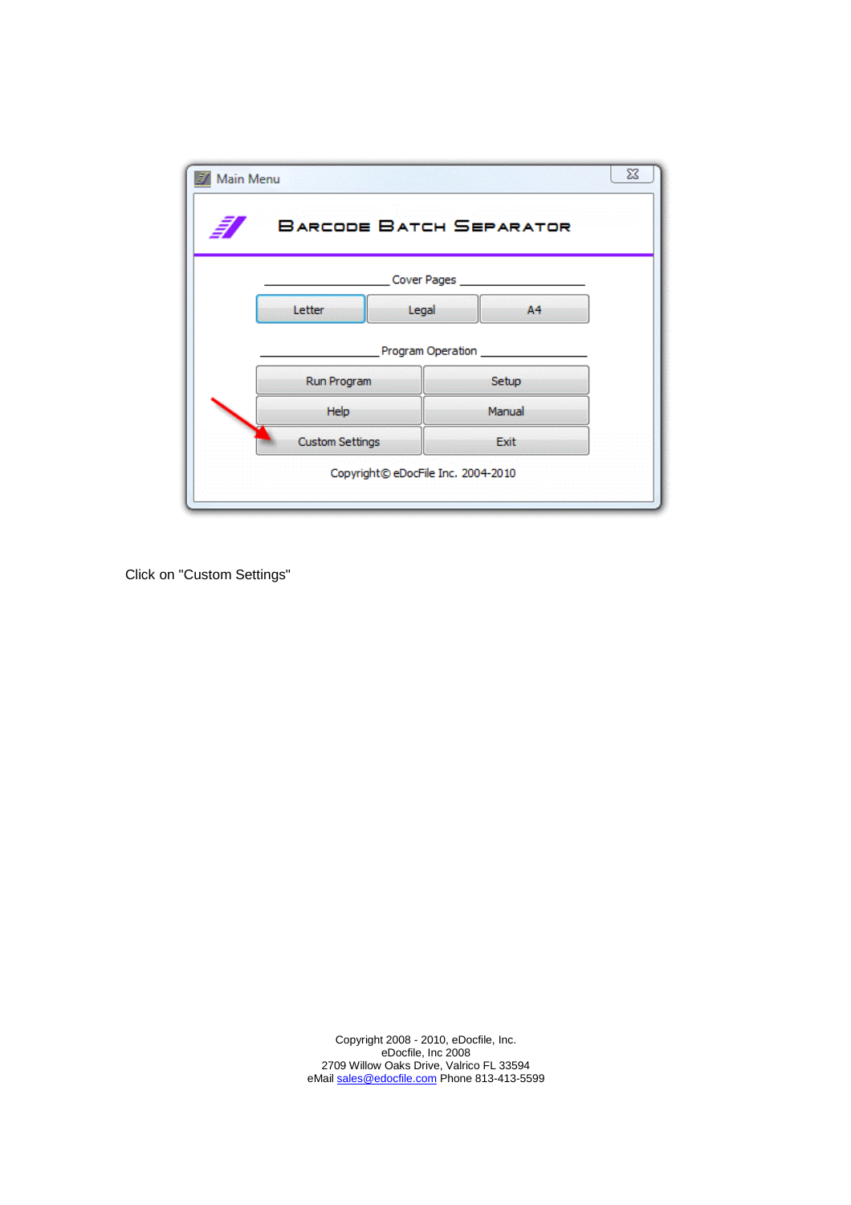Click on "Custom Settings"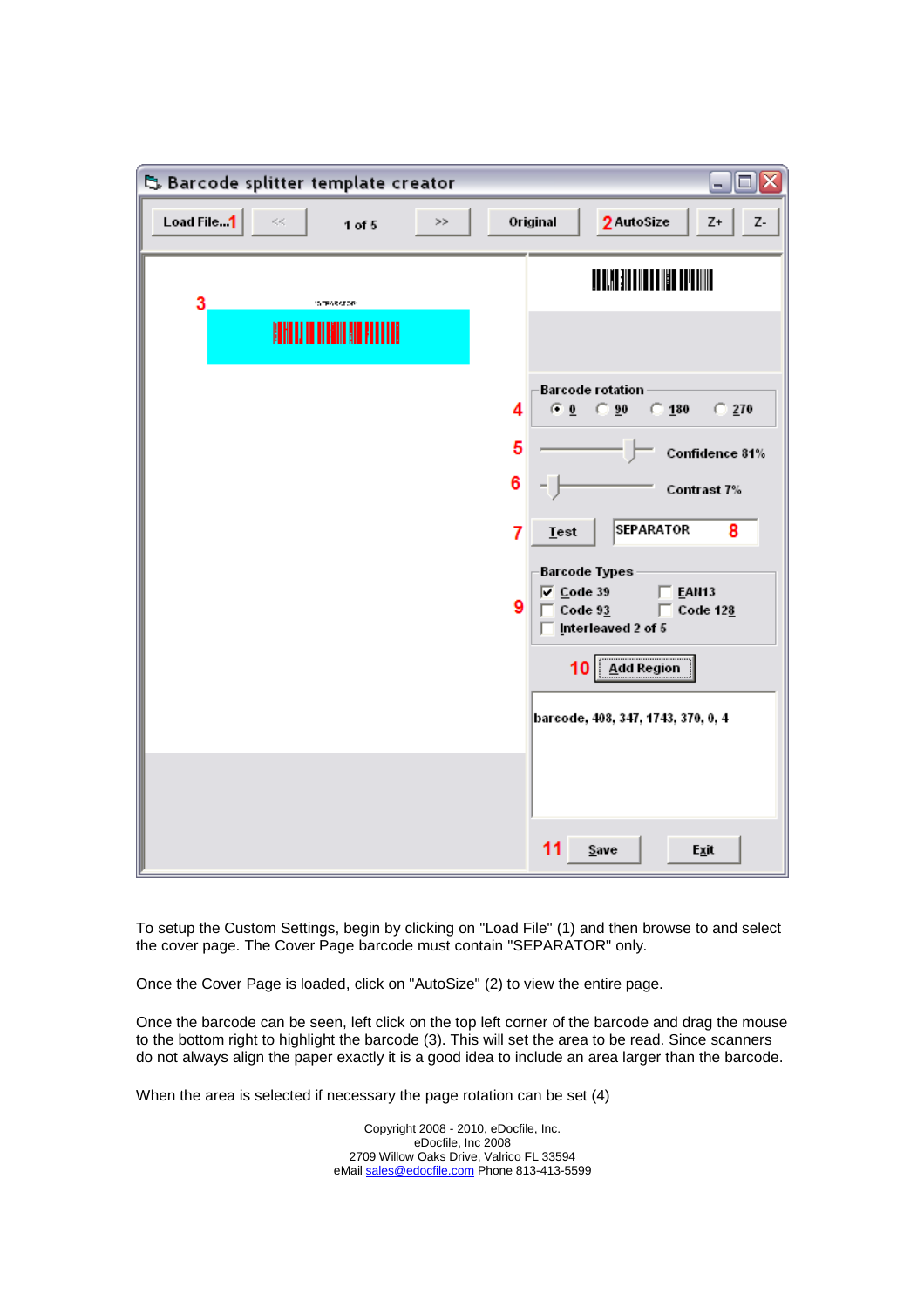To setup the Custom Settings, begin by clicking on "Load File" (1) and then browse to and select the cover page. The Cover Page barcode must contain "SEPARATOR" only.

Once the Cover Page is loaded, click on "AutoSize" (2) to view the entire page.

Once the barcode can be seen, left click on the top left corner of the barcode and drag the mouse to the bottom right to highlight the barcode (3). This will set the area to be read. Since scanners do not always align the paper exactly it is a good idea to include an area larger than the barcode.

When the area is selected if necessary the page rotation can be set (4)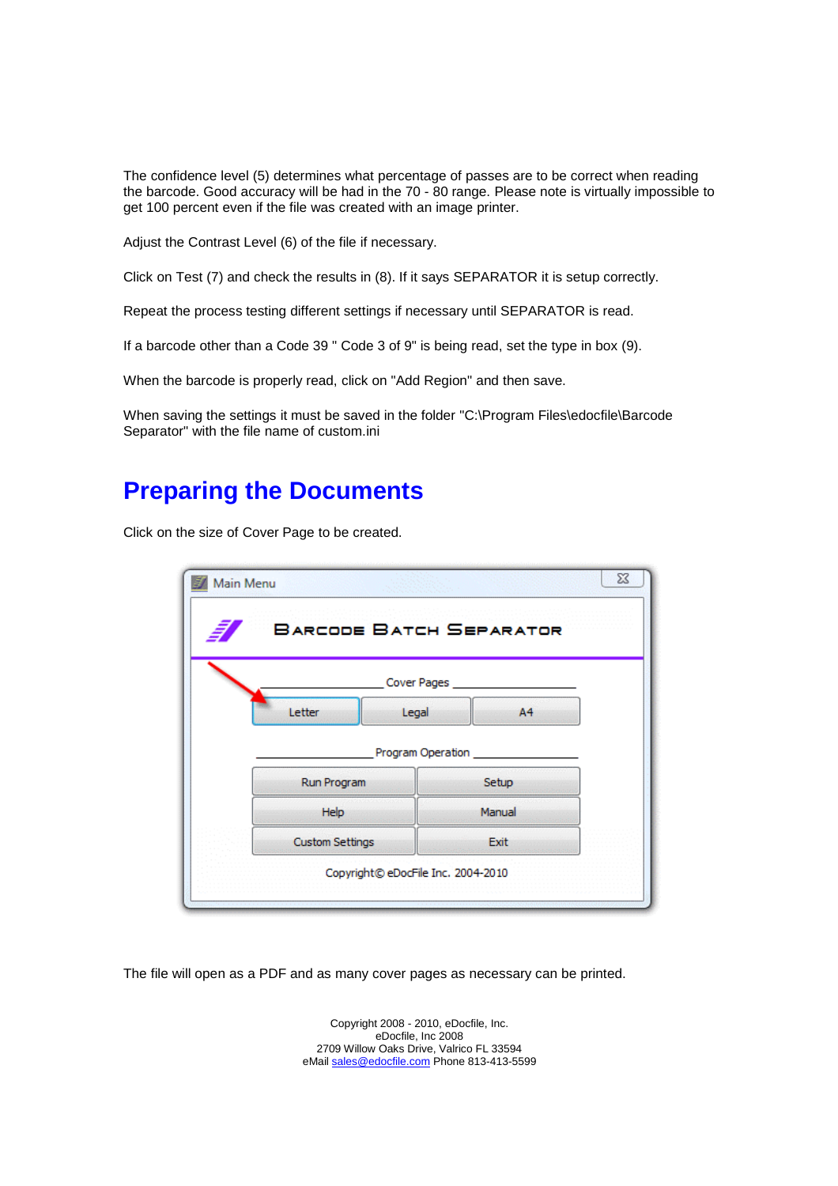The confidence level (5) determines what percentage of passes are to be correct when reading the barcode. Good accuracy will be had in the 70 - 80 range. Please note is virtually impossible to get 100 percent even if the file was created with an image printer.

Adjust the Contrast Level (6) of the file if necessary.

Click on Test (7) and check the results in (8). If it says SEPARATOR it is setup correctly.

Repeat the process testing different settings if necessary until SEPARATOR is read.

If a barcode other than a Code 39 " Code 3 of 9" is being read, set the type in box (9).

When the barcode is properly read, click on "Add Region" and then save.

When saving the settings it must be saved in the folder "C:\Program Files\edocfile\Barcode Separator" with the file name of custom.ini

# Preparing the Documents

Click on the size of Cover Page to be created.

The file will open as a PDF and as many cover pages as necessary can be printed.

Copyright 2008 - 2010, eDocfile, Inc.
eDocfile, Inc 2008
2709 Willow Oaks Drive, Valrico FL 33594
eMail sales@edocfile.com Phone 813-413-5599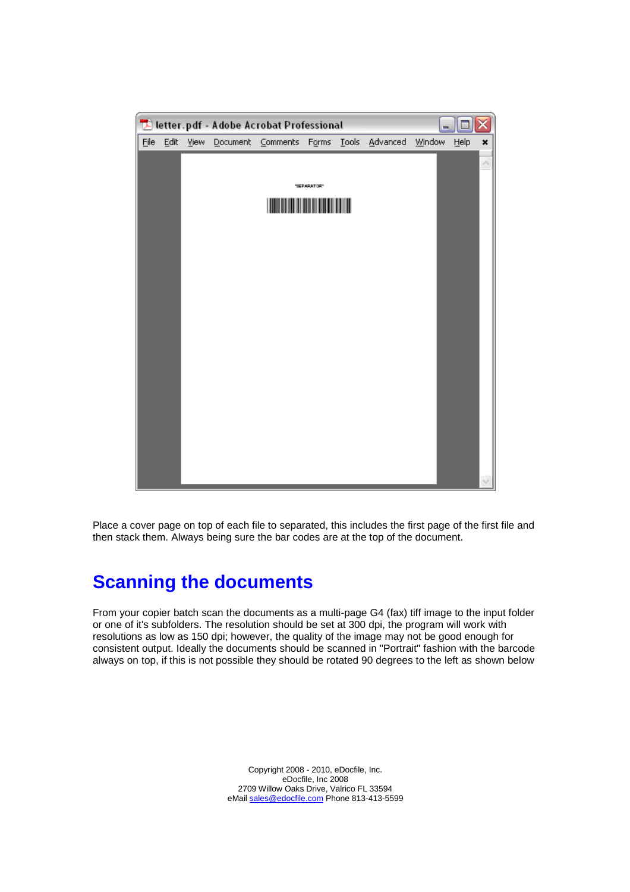Place a cover page on top of each file to separated, this includes the first page of the first file and then stack them. Always being sure the bar codes are at the top of the document.

## Scanning the documents

From your copier batch scan the documents as a multi-page G4 (fax) tiff image to the input folder or one of it's subfolders. The resolution should be set at 300 dpi, the program will work with resolutions as low as 150 dpi; however, the quality of the image may not be good enough for consistent output. Ideally the documents should be scanned in "Portrait" fashion with the barcode always on top, if this is not possible they should be rotated 90 degrees to the left as shown below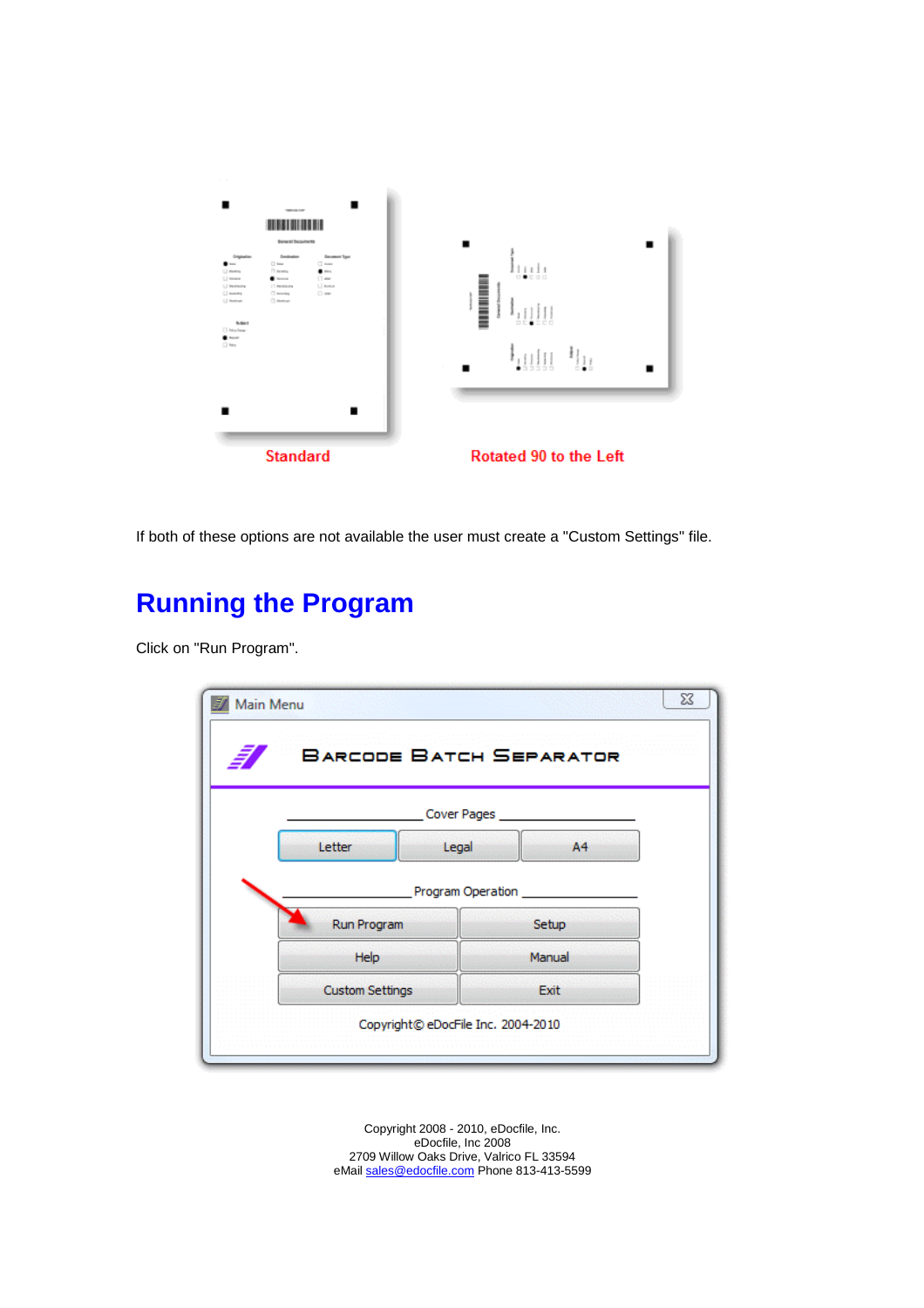Standard

Rotated 90 to the Left

If both of these options are not available the user must create a "Custom Settings" file.

# Running the Program

Click on "Run Program".

Main Menu

BARCODE BATCH SEPARATOR

Cover Pages

Letter | Legal | A4

Program Operation

Run Program | Setup

Help | Manual

Custom Settings | Exit

Copyright© eDocFile Inc. 2004-2010

Copyright 2008 - 2010, eDocfile, Inc.
eDocfile, Inc 2008
2709 Willow Oaks Drive, Valrico FL 33594
eMail sales@edocfile.com Phone 813-413-5599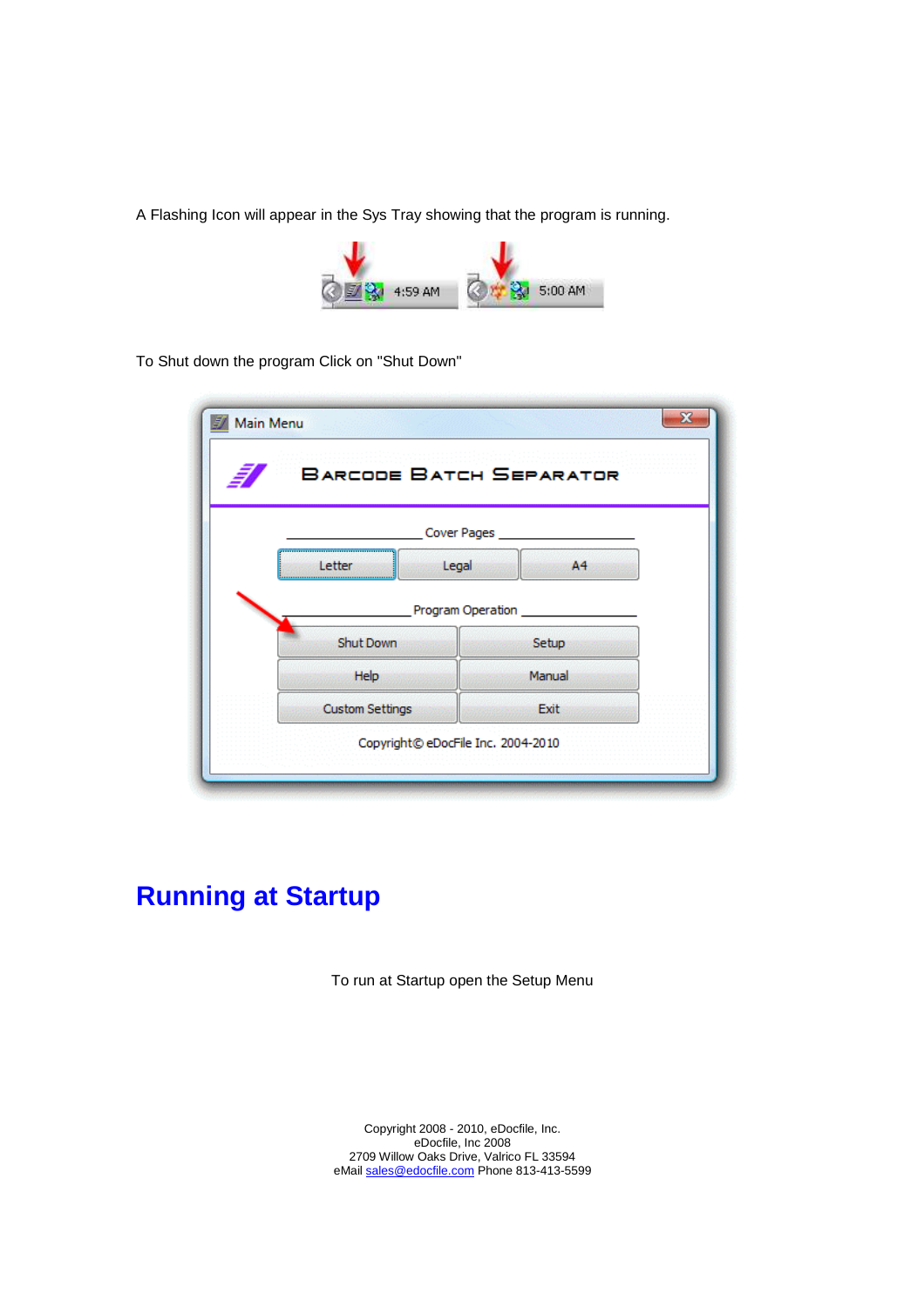A Flashing Icon will appear in the Sys Tray showing that the program is running.

To Shut down the program Click on "Shut Down"

## Running at Startup

To run at Startup open the Setup Menu

Copyright 2008 - 2010, eDocfile, Inc.
eDocfile, Inc 2008
2709 Willow Oaks Drive, Valrico FL 33594
eMail sales@edocfile.com Phone 813-413-5599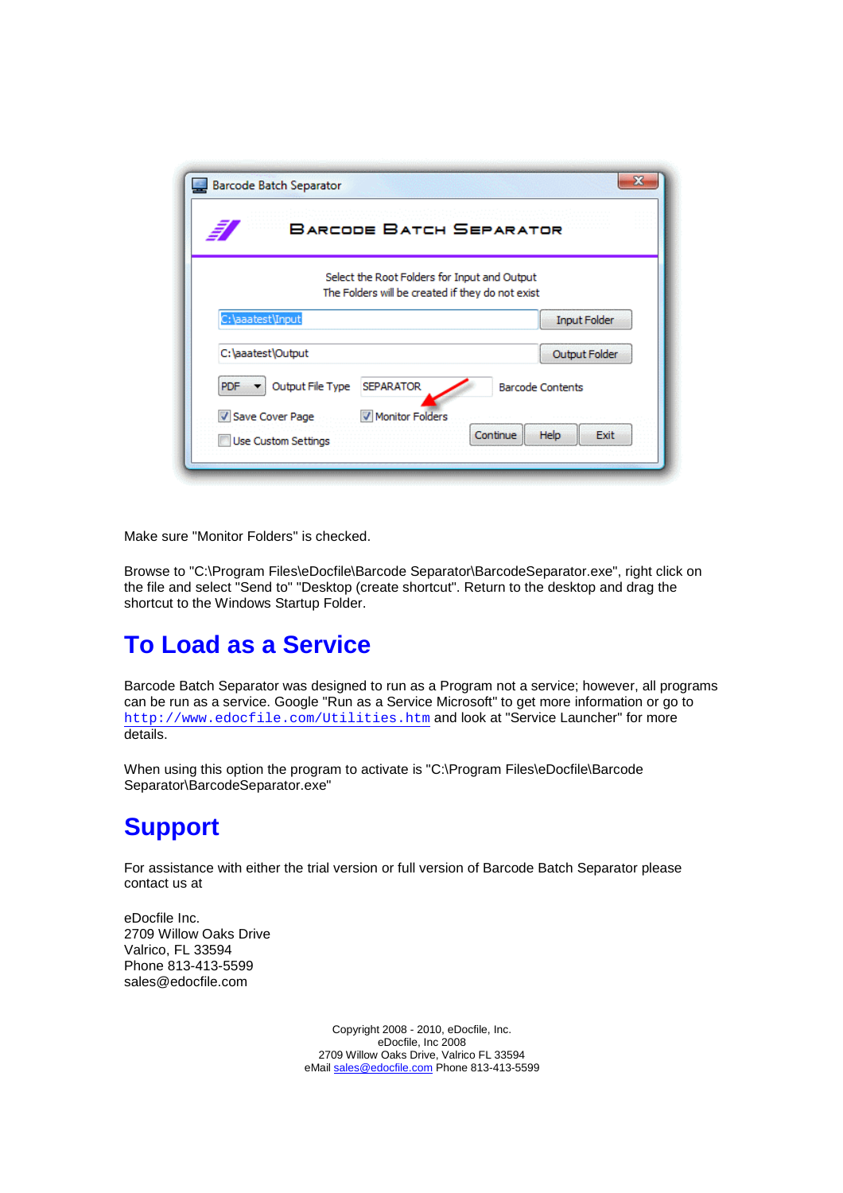Make sure "Monitor Folders" is checked.

Browse to "C:\Program Files\eDocfile\Barcode Separator\BarcodeSeparator.exe", right click on the file and select "Send to" "Desktop (create shortcut". Return to the desktop and drag the shortcut to the Windows Startup Folder.

## To Load as a Service

Barcode Batch Separator was designed to run as a Program not a service; however, all programs can be run as a service. Google "Run as a Service Microsoft" to get more information or go to http://www.edocfile.com/Utilities.htm and look at "Service Launcher" for more details.

When using this option the program to activate is "C:\Program Files\eDocfile\Barcode Separator\BarcodeSeparator.exe"

## Support

For assistance with either the trial version or full version of Barcode Batch Separator please contact us at

eDocfile Inc.
2709 Willow Oaks Drive
Valrico, FL 33594
Phone 813-413-5599
sales@edocfile.com

Copyright 2008 - 2010, eDocfile, Inc.
eDocfile, Inc 2008
2709 Willow Oaks Drive, Valrico FL 33594
eMail sales@edocfile.com Phone 813-413-5599